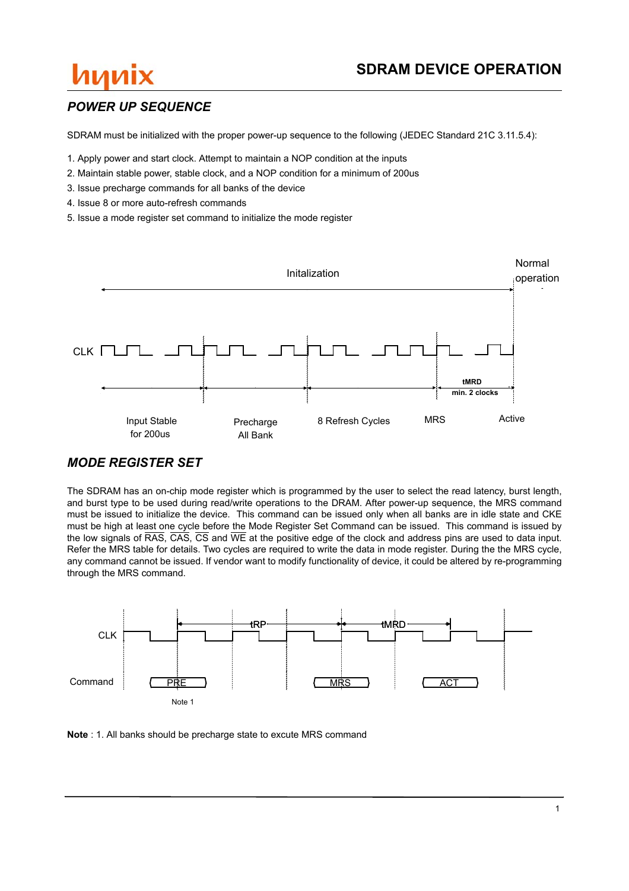## POWER UP SEQUENCE

SDRAM must be initialized with the proper power-up sequence to the following (JEDEC Standard 21C 3.11.5.4):

1. Apply power and start clock. Attempt to maintain a NOP condition at the inputs
2. Maintain stable power, stable clock, and a NOP condition for a minimum of 200us
3. Issue precharge commands for all banks of the device
4. Issue 8 or more auto-refresh commands
5. Issue a mode register set command to initialize the mode register

Initalization

Normal operation

CLK

tMRD min. 2 clocks

Input Stable for 200us | Precharge All Bank | 8 Refresh Cycles | MRS | Active

## MODE REGISTER SET

The SDRAM has an on-chip mode register which is programmed by the user to select the read latency, burst length, and burst type to be used during read/write operations to the DRAM. After power-up sequence, the MRS command must be issued to initialize the device. This command can be issued only when all banks are in idle state and CKE must be high at least one cycle before the Mode Register Set Command can be issued. This command is issued by the low signals of $\overline{RAS}$, $\overline{CAS}$, $\overline{CS}$ and $\overline{WE}$ at the positive edge of the clock and address pins are used to data input. Refer the MRS table for details. Two cycles are required to write the data in mode register. During the the MRS cycle, any command cannot be issued. If vendor want to modify functionality of device, it could be altered by re-programming through the MRS command.

CLK

tRP

tMRD

Command: PRE, MRS, ACT

Note 1

**Note** : 1. All banks should be precharge state to excute MRS command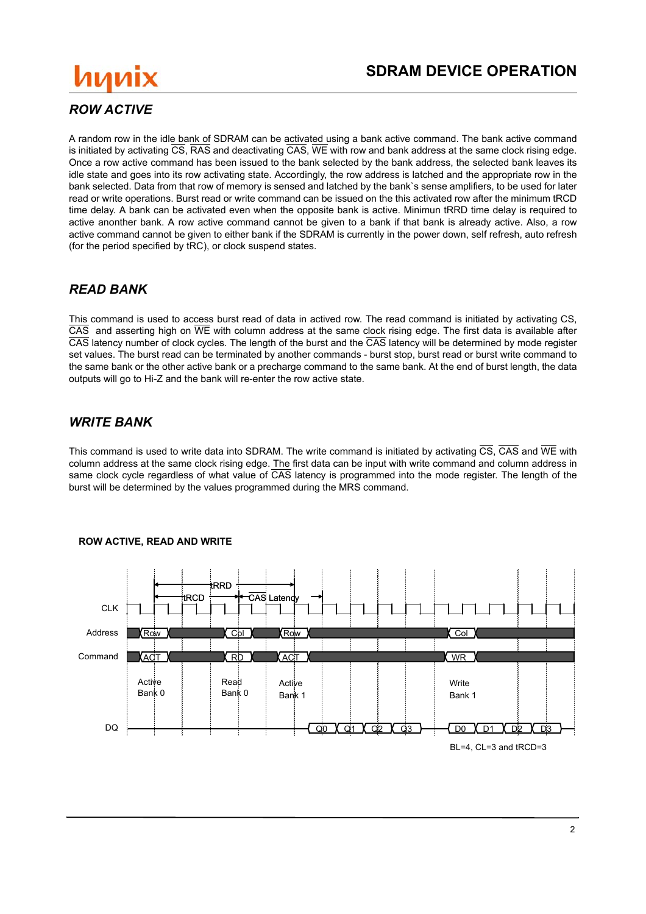## ROW ACTIVE

A random row in the idle bank of SDRAM can be activated using a bank active command. The bank active command is initiated by activating $\overline{CS}$, $\overline{RAS}$ and deactivating $\overline{CAS}$, $\overline{WE}$ with row and bank address at the same clock rising edge. Once a row active command has been issued to the bank selected by the bank address, the selected bank leaves its idle state and goes into its row activating state. Accordingly, the row address is latched and the appropriate row in the bank selected. Data from that row of memory is sensed and latched by the bank`s sense amplifiers, to be used for later read or write operations. Burst read or write command can be issued on the this activated row after the minimum tRCD time delay. A bank can be activated even when the opposite bank is active. Minimun tRRD time delay is required to active anonther bank. A row active command cannot be given to a bank if that bank is already active. Also, a row active command cannot be given to either bank if the SDRAM is currently in the power down, self refresh, auto refresh (for the period specified by tRC), or clock suspend states.

## READ BANK

This command is used to access burst read of data in actived row. The read command is initiated by activating CS, $\overline{CAS}$ and asserting high on $\overline{WE}$ with column address at the same clock rising edge. The first data is available after $\overline{CAS}$ latency number of clock cycles. The length of the burst and the $\overline{CAS}$ latency will be determined by mode register set values. The burst read can be terminated by another commands - burst stop, burst read or burst write command to the same bank or the other active bank or a precharge command to the same bank. At the end of burst length, the data outputs will go to Hi-Z and the bank will re-enter the row active state.

## WRITE BANK

This command is used to write data into SDRAM. The write command is initiated by activating $\overline{CS}$, $\overline{CAS}$ and $\overline{WE}$ with column address at the same clock rising edge. The first data can be input with write command and column address in same clock cycle regardless of what value of $\overline{CAS}$ latency is programmed into the mode register. The length of the burst will be determined by the values programmed during the MRS command.

**ROW ACTIVE, READ AND WRITE**

| Signal | | | | | | | |
|---|---|---|---|---|---|---|---|
| Address | Row | Col | Row | | Col | | |
| Command | ACT | RD | ACT | | WR | | |
| | Active Bank 0 | Read Bank 0 | Active Bank 1 | | Write Bank 1 | | |
| DQ | | | | Q0, Q1, Q2, Q3 | D0, D1, D2, D3 | | |

Timing labels: tRRD, tRCD, $\overline{CAS}$ Latency

BL=4, CL=3 and tRCD=3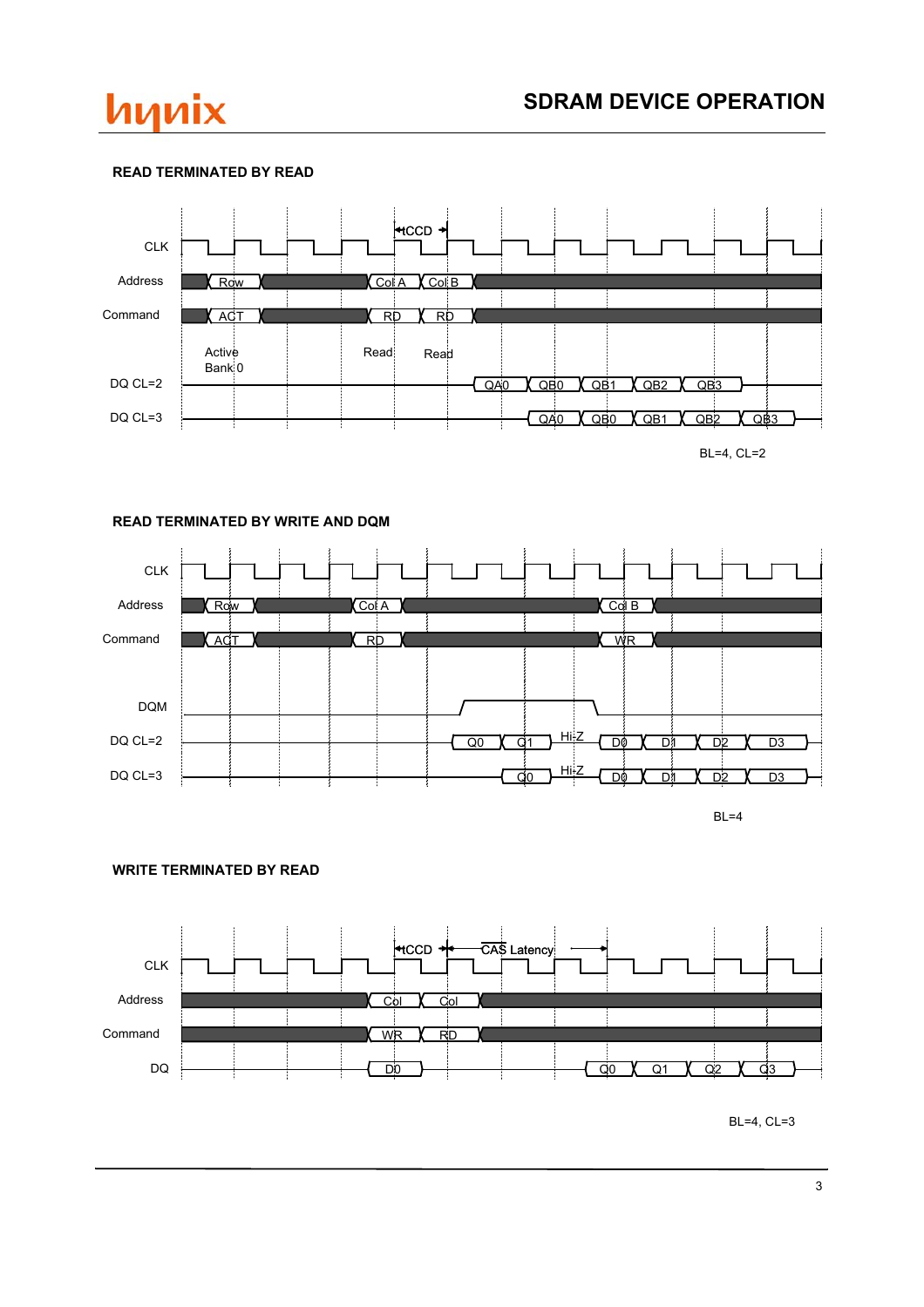## READ TERMINATED BY READ

CLK

Address: Row, Col A, Col B

Command: ACT, RD, RD

Active Bank 0 — Read — Read

tCCD

DQ CL=2: QA0, QB0, QB1, QB2, QB3

DQ CL=3: QA0, QB0, QB1, QB2, QB3

BL=4, CL=2

## READ TERMINATED BY WRITE AND DQM

CLK

Address: Row, Col A, Col B

Command: ACT, RD, WR

DQM

DQ CL=2: Q0, Q1, Hi-Z, D0, D1, D2, D3

DQ CL=3: Q0, Hi-Z, D0, D1, D2, D3

BL=4

## WRITE TERMINATED BY READ

CLK

tCCD — CAS Latency

Address: Col, Col

Command: WR, RD

DQ: D0, Q0, Q1, Q2, Q3

BL=4, CL=3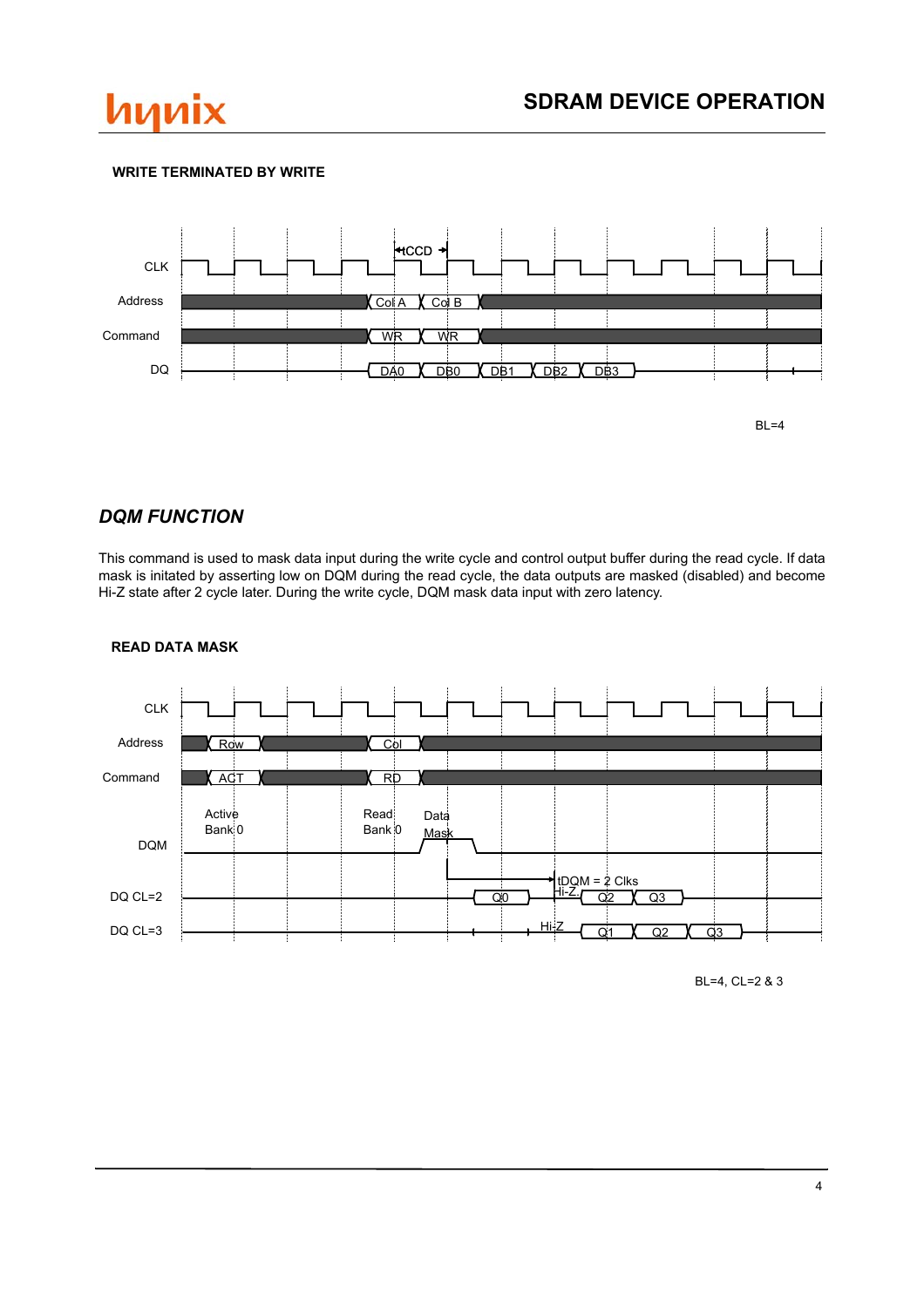**WRITE TERMINATED BY WRITE**

BL=4

## *DQM FUNCTION*

This command is used to mask data input during the write cycle and control output buffer during the read cycle. If data mask is initated by asserting low on DQM during the read cycle, the data outputs are masked (disabled) and become Hi-Z state after 2 cycle later. During the write cycle, DQM mask data input with zero latency.

**READ DATA MASK**

BL=4, CL=2 & 3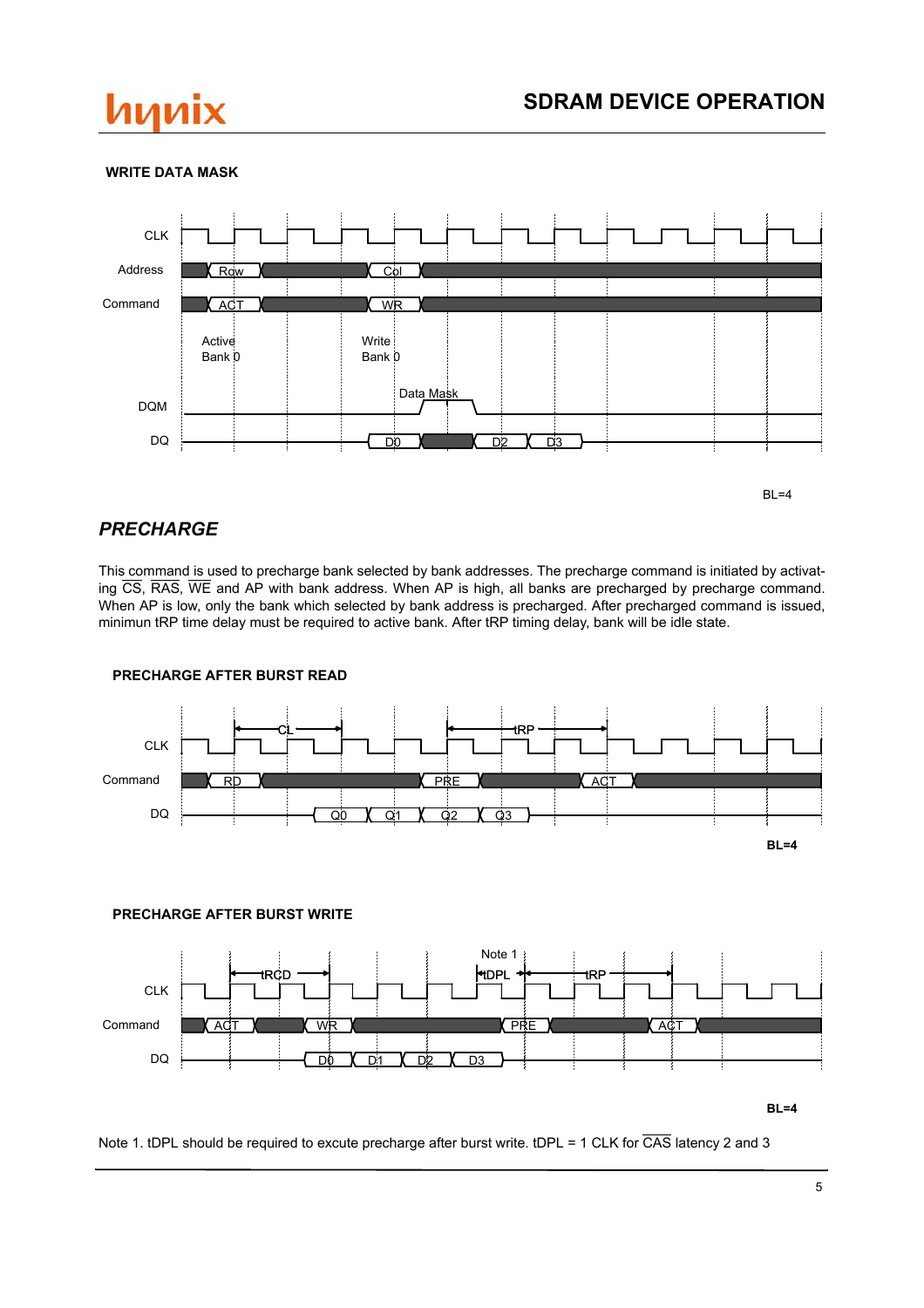### WRITE DATA MASK

BL=4

## *PRECHARGE*

This command is used to precharge bank selected by bank addresses. The precharge command is initiated by activating $\overline{CS}$, $\overline{RAS}$, $\overline{WE}$ and AP with bank address. When AP is high, all banks are precharged by precharge command. When AP is low, only the bank which selected by bank address is precharged. After precharged command is issued, minimun tRP time delay must be required to active bank. After tRP timing delay, bank will be idle state.

### PRECHARGE AFTER BURST READ

**BL=4**

### PRECHARGE AFTER BURST WRITE

**BL=4**

Note 1. tDPL should be required to excute precharge after burst write. tDPL = 1 CLK for $\overline{CAS}$ latency 2 and 3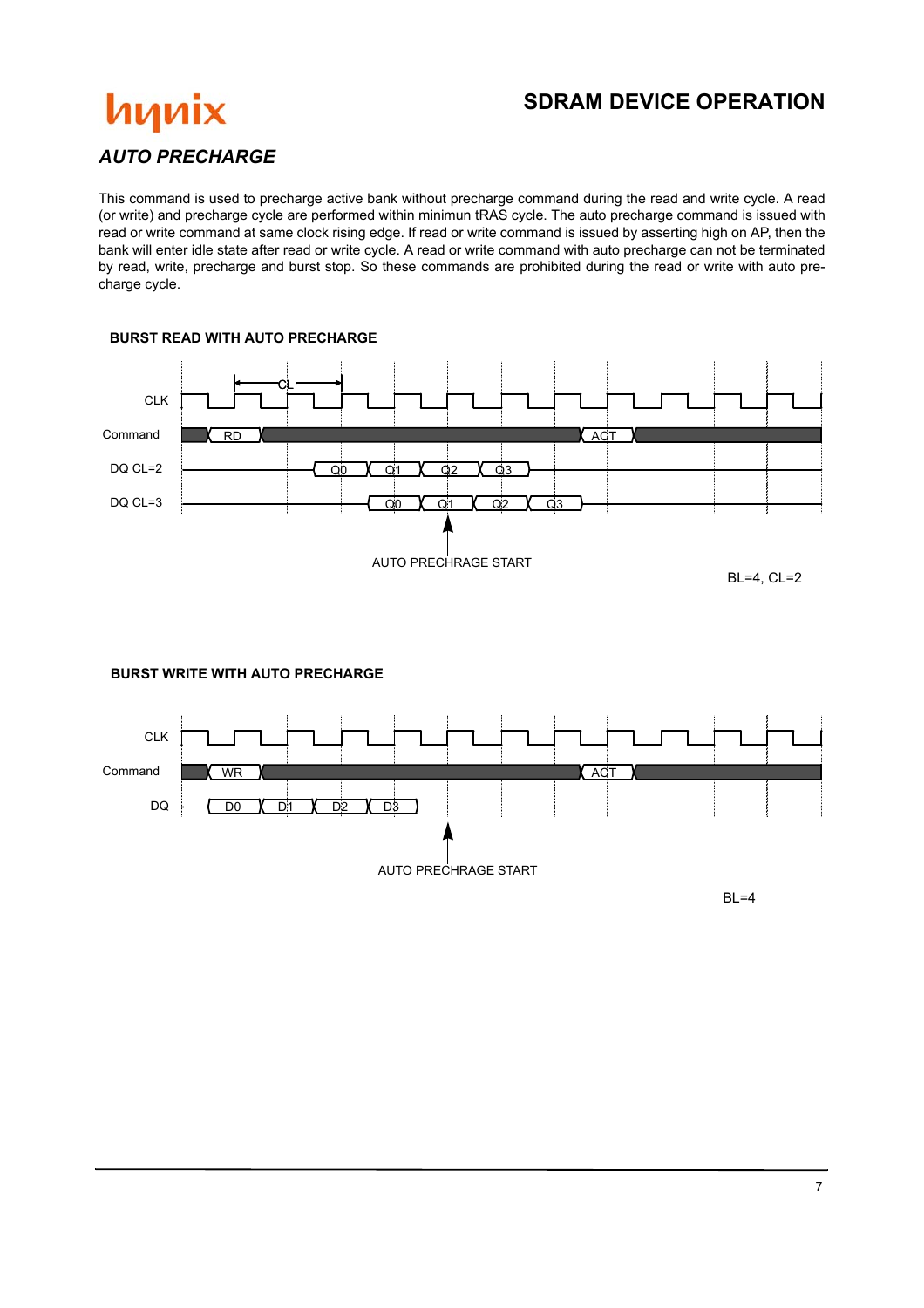## AUTO PRECHARGE

This command is used to precharge active bank without precharge command during the read and write cycle. A read (or write) and precharge cycle are performed within minimun tRAS cycle. The auto precharge command is issued with read or write command at same clock rising edge. If read or write command is issued by asserting high on AP, then the bank will enter idle state after read or write cycle. A read or write command with auto precharge can not be terminated by read, write, precharge and burst stop. So these commands are prohibited during the read or write with auto precharge cycle.

### BURST READ WITH AUTO PRECHARGE

CLK

Command: RD, ACT

DQ CL=2: Q0, Q1, Q2, Q3

DQ CL=3: Q0, Q1, Q2, Q3

CL

AUTO PRECHRAGE START

BL=4, CL=2

### BURST WRITE WITH AUTO PRECHARGE

CLK

Command: WR, ACT

DQ: D0, D1, D2, D3

AUTO PRECHRAGE START

BL=4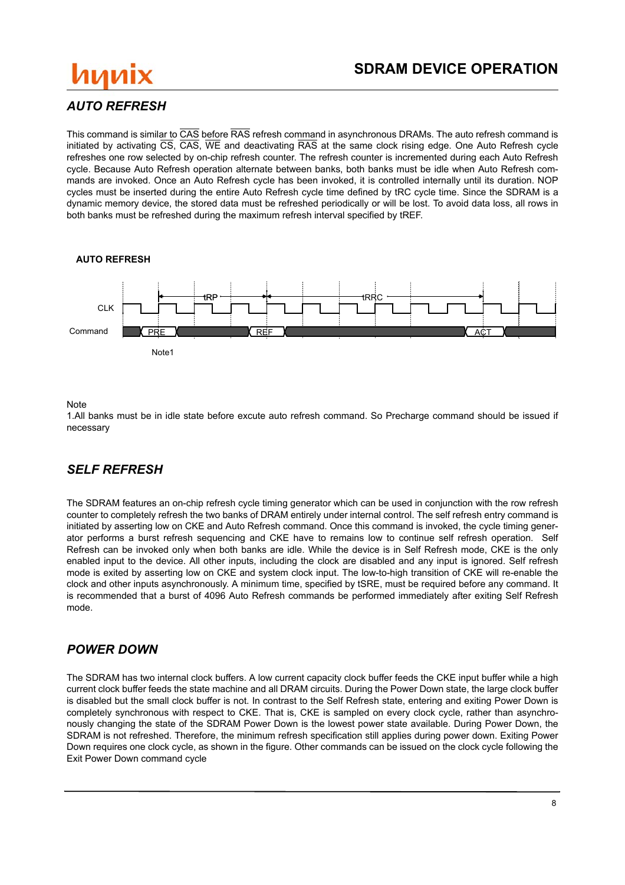## AUTO REFRESH

This command is similar to CAS before RAS refresh command in asynchronous DRAMs. The auto refresh command is initiated by activating CS, CAS, WE and deactivating RAS at the same clock rising edge. One Auto Refresh cycle refreshes one row selected by on-chip refresh counter. The refresh counter is incremented during each Auto Refresh cycle. Because Auto Refresh operation alternate between banks, both banks must be idle when Auto Refresh commands are invoked. Once an Auto Refresh cycle has been invoked, it is controlled internally until its duration. NOP cycles must be inserted during the entire Auto Refresh cycle time defined by tRC cycle time. Since the SDRAM is a dynamic memory device, the stored data must be refreshed periodically or will be lost. To avoid data loss, all rows in both banks must be refreshed during the maximum refresh interval specified by tREF.

**AUTO REFRESH**

CLK

Command: PRE — tRP — REF — tRRC — ACT

Note1

Note

1.All banks must be in idle state before excute auto refresh command. So Precharge command should be issued if necessary

## SELF REFRESH

The SDRAM features an on-chip refresh cycle timing generator which can be used in conjunction with the row refresh counter to completely refresh the two banks of DRAM entirely under internal control. The self refresh entry command is initiated by asserting low on CKE and Auto Refresh command. Once this command is invoked, the cycle timing generator performs a burst refresh sequencing and CKE have to remains low to continue self refresh operation. Self Refresh can be invoked only when both banks are idle. While the device is in Self Refresh mode, CKE is the only enabled input to the device. All other inputs, including the clock are disabled and any input is ignored. Self refresh mode is exited by asserting low on CKE and system clock input. The low-to-high transition of CKE will re-enable the clock and other inputs asynchronously. A minimum time, specified by tSRE, must be required before any command. It is recommended that a burst of 4096 Auto Refresh commands be performed immediately after exiting Self Refresh mode.

## POWER DOWN

The SDRAM has two internal clock buffers. A low current capacity clock buffer feeds the CKE input buffer while a high current clock buffer feeds the state machine and all DRAM circuits. During the Power Down state, the large clock buffer is disabled but the small clock buffer is not. In contrast to the Self Refresh state, entering and exiting Power Down is completely synchronous with respect to CKE. That is, CKE is sampled on every clock cycle, rather than asynchronously changing the state of the SDRAM Power Down is the lowest power state available. During Power Down, the SDRAM is not refreshed. Therefore, the minimum refresh specification still applies during power down. Exiting Power Down requires one clock cycle, as shown in the figure. Other commands can be issued on the clock cycle following the Exit Power Down command cycle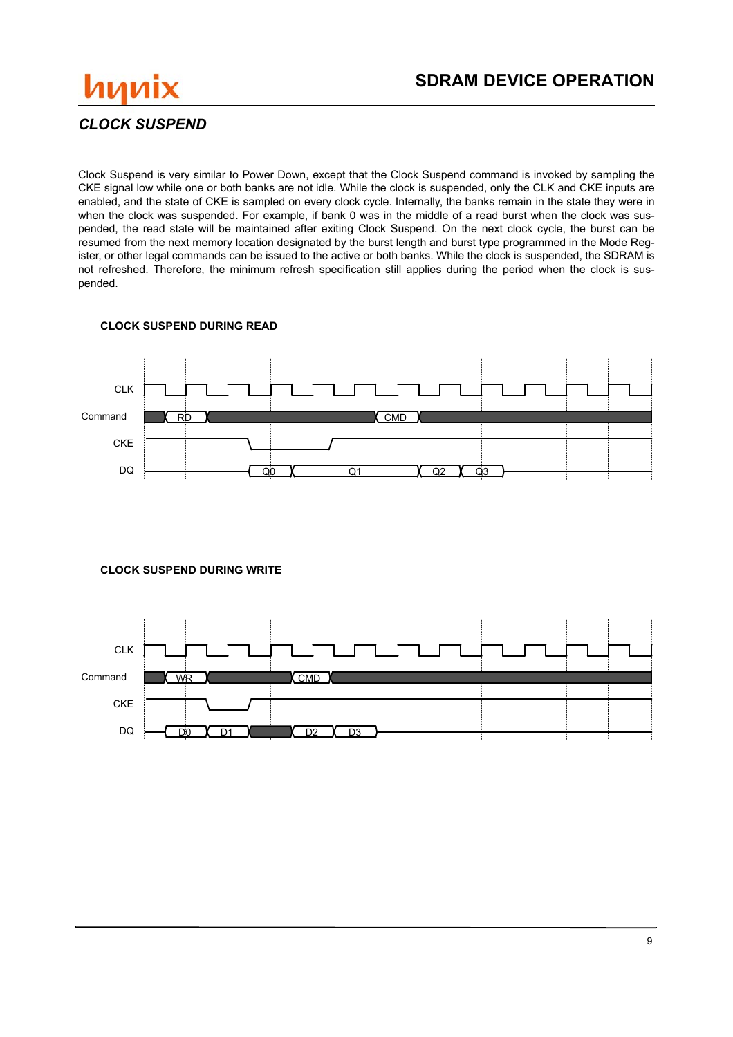## CLOCK SUSPEND

Clock Suspend is very similar to Power Down, except that the Clock Suspend command is invoked by sampling the CKE signal low while one or both banks are not idle. While the clock is suspended, only the CLK and CKE inputs are enabled, and the state of CKE is sampled on every clock cycle. Internally, the banks remain in the state they were in when the clock was suspended. For example, if bank 0 was in the middle of a read burst when the clock was suspended, the read state will be maintained after exiting Clock Suspend. On the next clock cycle, the burst can be resumed from the next memory location designated by the burst length and burst type programmed in the Mode Register, or other legal commands can be issued to the active or both banks. While the clock is suspended, the SDRAM is not refreshed. Therefore, the minimum refresh specification still applies during the period when the clock is suspended.

**CLOCK SUSPEND DURING READ**

CLK

Command RD CMD

CKE

DQ Q0 Q1 Q2 Q3

**CLOCK SUSPEND DURING WRITE**

CLK

Command WR CMD

CKE

DQ D0 D1 D2 D3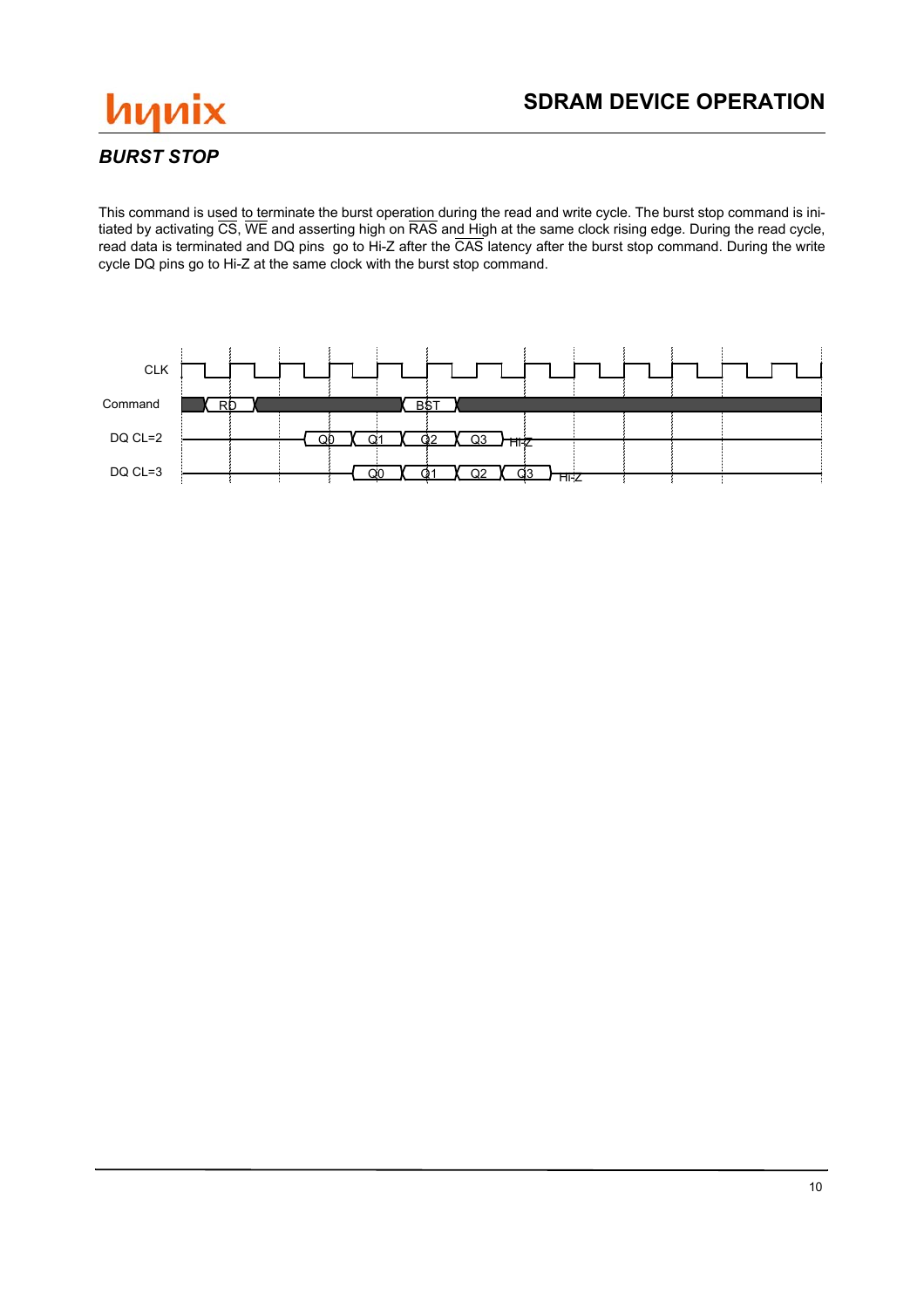## *BURST STOP*

This command is used to terminate the burst operation during the read and write cycle. The burst stop command is initiated by activating $\overline{CS}$, $\overline{WE}$ and asserting high on $\overline{RAS}$ and High at the same clock rising edge. During the read cycle, read data is terminated and DQ pins go to Hi-Z after the $\overline{CAS}$ latency after the burst stop command. During the write cycle DQ pins go to Hi-Z at the same clock with the burst stop command.

CLK

Command RD BST

DQ CL=2 Q0 Q1 Q2 Q3 Hi-Z

DQ CL=3 Q0 Q1 Q2 Q3 Hi-Z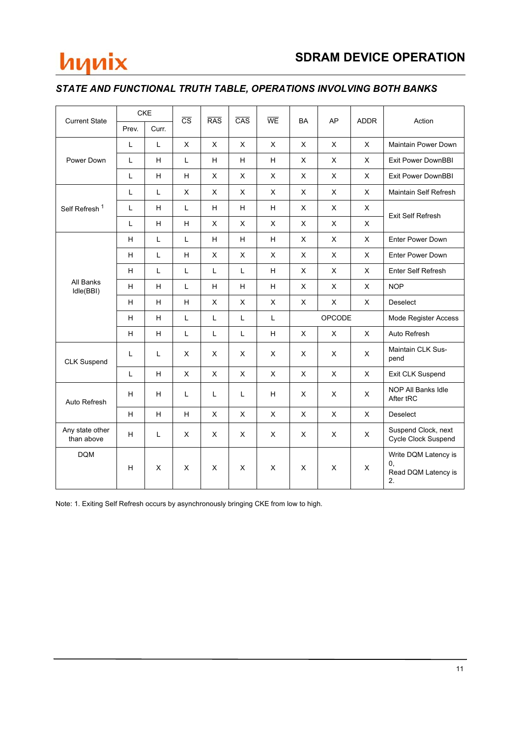## STATE AND FUNCTIONAL TRUTH TABLE, OPERATIONS INVOLVING BOTH BANKS

| Current State | CKE | | $\overline{CS}$ | $\overline{RAS}$ | $\overline{CAS}$ | $\overline{WE}$ | BA | AP | ADDR | Action |
|---|---|---|---|---|---|---|---|---|---|---|
| | Prev. | Curr. | | | | | | | | |
| Power Down | L | L | X | X | X | X | X | X | X | Maintain Power Down |
| | L | H | L | H | H | H | X | X | X | Exit Power DownBBI |
| | L | H | H | X | X | X | X | X | X | Exit Power DownBBI |
| Self Refresh [1] | L | L | X | X | X | X | X | X | X | Maintain Self Refresh |
| | L | H | L | H | H | H | X | X | X | Exit Self Refresh |
| | L | H | H | X | X | X | X | X | X | Exit Self Refresh |
| All Banks Idle(BBI) | H | L | L | H | H | H | X | X | X | Enter Power Down |
| | H | L | H | X | X | X | X | X | X | Enter Power Down |
| | H | L | L | L | L | H | X | X | X | Enter Self Refresh |
| | H | H | L | H | H | H | X | X | X | NOP |
| | H | H | H | X | X | X | X | X | X | Deselect |
| | H | H | L | L | L | L | OPCODE | | | Mode Register Access |
| | H | H | L | L | L | H | X | X | X | Auto Refresh |
| CLK Suspend | L | L | X | X | X | X | X | X | X | Maintain CLK Suspend |
| | L | H | X | X | X | X | X | X | X | Exit CLK Suspend |
| Auto Refresh | H | H | L | L | L | H | X | X | X | NOP All Banks Idle After tRC |
| | H | H | H | X | X | X | X | X | X | Deselect |
| Any state other than above | H | L | X | X | X | X | X | X | X | Suspend Clock, next Cycle Clock Suspend |
| DQM | H | X | X | X | X | X | X | X | X | Write DQM Latency is 0, Read DQM Latency is 2. |

Note: 1. Exiting Self Refresh occurs by asynchronously bringing CKE from low to high.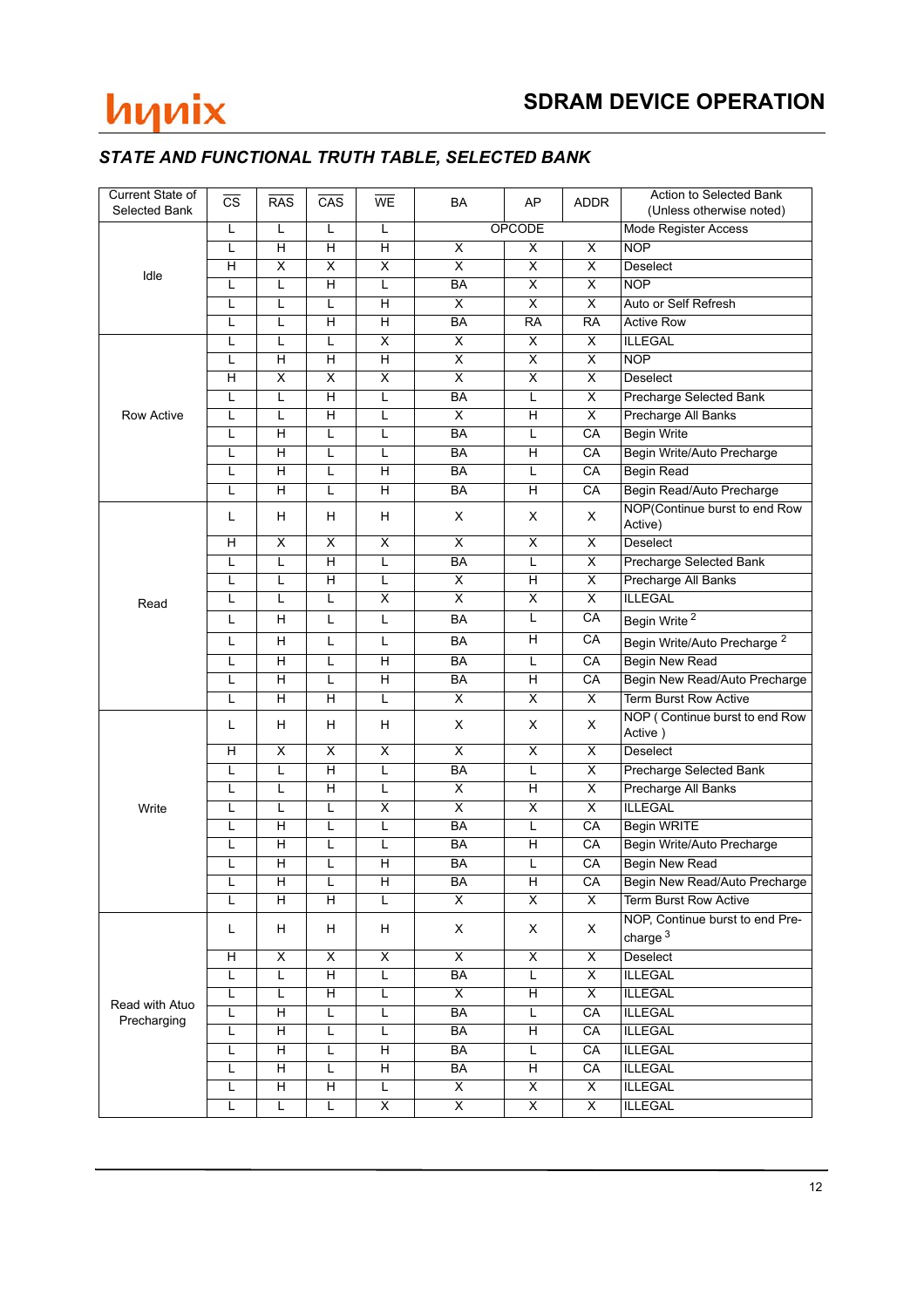## STATE AND FUNCTIONAL TRUTH TABLE, SELECTED BANK

| Current State of Selected Bank | CS | RAS | CAS | WE | BA | AP | ADDR | Action to Selected Bank (Unless otherwise noted) |
|---|---|---|---|---|---|---|---|---|
| Idle | L | L | L | L | OPCODE | | | Mode Register Access |
| | L | H | H | H | X | X | X | NOP |
| | H | X | X | X | X | X | X | Deselect |
| | L | L | H | L | BA | X | X | NOP |
| | L | L | L | H | X | X | X | Auto or Self Refresh |
| | L | L | H | H | BA | RA | RA | Active Row |
| Row Active | L | L | L | X | X | X | X | ILLEGAL |
| | L | H | H | H | X | X | X | NOP |
| | H | X | X | X | X | X | X | Deselect |
| | L | L | H | L | BA | L | X | Precharge Selected Bank |
| | L | L | H | L | X | H | X | Precharge All Banks |
| | L | H | L | L | BA | L | CA | Begin Write |
| | L | H | L | L | BA | H | CA | Begin Write/Auto Precharge |
| | L | H | L | H | BA | L | CA | Begin Read |
| | L | H | L | H | BA | H | CA | Begin Read/Auto Precharge |
| Read | L | H | H | H | X | X | X | NOP(Continue burst to end Row Active) |
| | H | X | X | X | X | X | X | Deselect |
| | L | L | H | L | BA | L | X | Precharge Selected Bank |
| | L | L | H | L | X | H | X | Precharge All Banks |
| | L | L | L | X | X | X | X | ILLEGAL |
| | L | H | L | L | BA | L | CA | Begin Write [2] |
| | L | H | L | L | BA | H | CA | Begin Write/Auto Precharge [2] |
| | L | H | L | H | BA | L | CA | Begin New Read |
| | L | H | L | H | BA | H | CA | Begin New Read/Auto Precharge |
| | L | H | H | L | X | X | X | Term Burst Row Active |
| Write | L | H | H | H | X | X | X | NOP ( Continue burst to end Row Active ) |
| | H | X | X | X | X | X | X | Deselect |
| | L | L | H | L | BA | L | X | Precharge Selected Bank |
| | L | L | H | L | X | H | X | Precharge All Banks |
| | L | L | L | X | X | X | X | ILLEGAL |
| | L | H | L | L | BA | L | CA | Begin WRITE |
| | L | H | L | L | BA | H | CA | Begin Write/Auto Precharge |
| | L | H | L | H | BA | L | CA | Begin New Read |
| | L | H | L | H | BA | H | CA | Begin New Read/Auto Precharge |
| | L | H | H | L | X | X | X | Term Burst Row Active |
| Read with Atuo Precharging | L | H | H | H | X | X | X | NOP, Continue burst to end Pre-charge [3] |
| | H | X | X | X | X | X | X | Deselect |
| | L | L | H | L | BA | L | X | ILLEGAL |
| | L | L | H | L | X | H | X | ILLEGAL |
| | L | H | L | L | BA | L | CA | ILLEGAL |
| | L | H | L | L | BA | H | CA | ILLEGAL |
| | L | H | L | H | BA | L | CA | ILLEGAL |
| | L | H | L | H | BA | H | CA | ILLEGAL |
| | L | H | H | L | X | X | X | ILLEGAL |
| | L | L | L | X | X | X | X | ILLEGAL |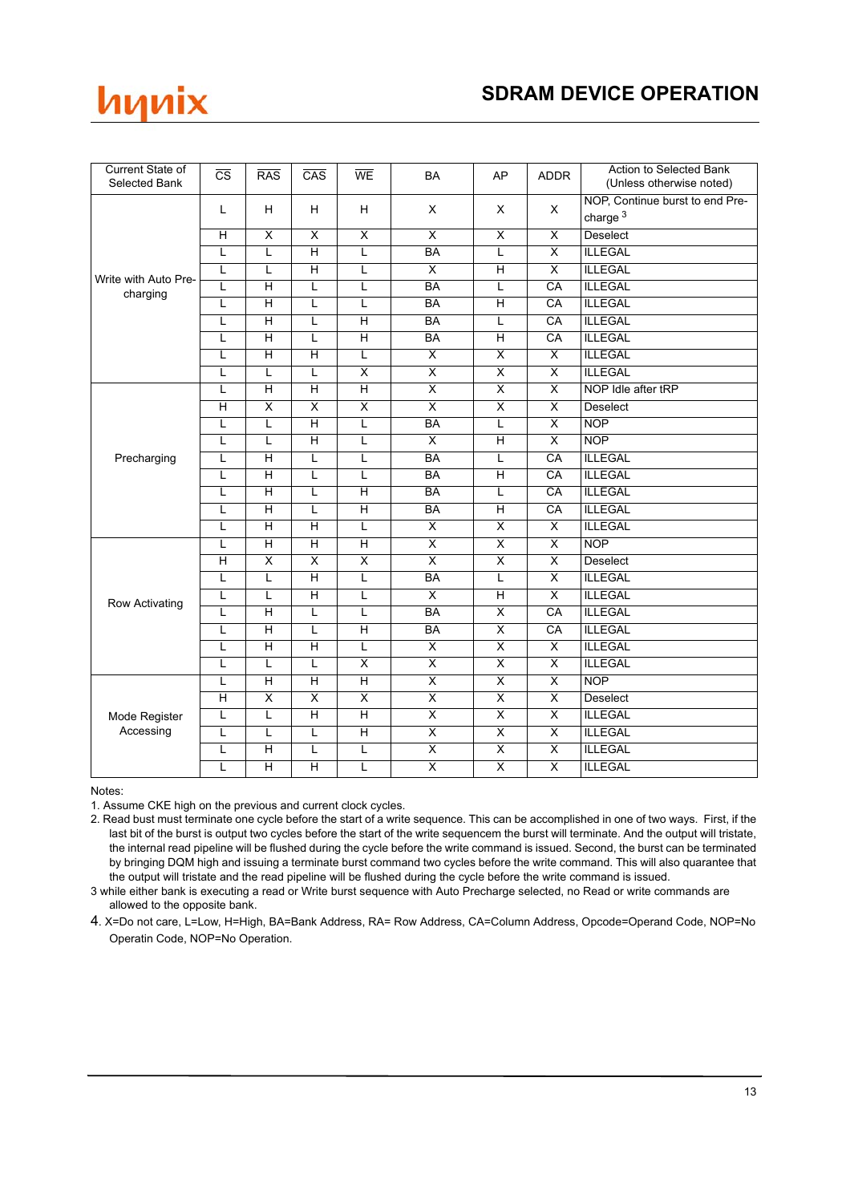| Current State of Selected Bank | $\overline{CS}$ | $\overline{RAS}$ | $\overline{CAS}$ | $\overline{WE}$ | BA | AP | ADDR | Action to Selected Bank (Unless otherwise noted) |
|---|---|---|---|---|---|---|---|---|
| Write with Auto Pre-charging | L | H | H | H | X | X | X | NOP, Continue burst to end Pre-charge [3] |
| | H | X | X | X | X | X | X | Deselect |
| | L | L | H | L | BA | L | X | ILLEGAL |
| | L | L | H | L | X | H | X | ILLEGAL |
| | L | H | L | L | BA | L | CA | ILLEGAL |
| | L | H | L | L | BA | H | CA | ILLEGAL |
| | L | H | L | H | BA | L | CA | ILLEGAL |
| | L | H | L | H | BA | H | CA | ILLEGAL |
| | L | H | H | L | X | X | X | ILLEGAL |
| | L | L | L | X | X | X | X | ILLEGAL |
| Precharging | L | H | H | H | X | X | X | NOP Idle after tRP |
| | H | X | X | X | X | X | X | Deselect |
| | L | L | H | L | BA | L | X | NOP |
| | L | L | H | L | X | H | X | NOP |
| | L | H | L | L | BA | L | CA | ILLEGAL |
| | L | H | L | L | BA | H | CA | ILLEGAL |
| | L | H | L | H | BA | L | CA | ILLEGAL |
| | L | H | L | H | BA | H | CA | ILLEGAL |
| | L | H | H | L | X | X | X | ILLEGAL |
| Row Activating | L | H | H | H | X | X | X | NOP |
| | H | X | X | X | X | X | X | Deselect |
| | L | L | H | L | BA | L | X | ILLEGAL |
| | L | L | H | L | X | H | X | ILLEGAL |
| | L | H | L | L | BA | X | CA | ILLEGAL |
| | L | H | L | H | BA | X | CA | ILLEGAL |
| | L | H | H | L | X | X | X | ILLEGAL |
| | L | L | L | X | X | X | X | ILLEGAL |
| Mode Register Accessing | L | H | H | H | X | X | X | NOP |
| | H | X | X | X | X | X | X | Deselect |
| | L | L | H | H | X | X | X | ILLEGAL |
| | L | L | L | H | X | X | X | ILLEGAL |
| | L | H | L | L | X | X | X | ILLEGAL |
| | L | H | H | L | X | X | X | ILLEGAL |

Notes:

1. Assume CKE high on the previous and current clock cycles.
2. Read bust must terminate one cycle before the start of a write sequence. This can be accomplished in one of two ways. First, if the last bit of the burst is output two cycles before the start of the write sequencem the burst will terminate. And the output will tristate, the internal read pipeline will be flushed during the cycle before the write command is issued. Second, the burst can be terminated by bringing DQM high and issuing a terminate burst command two cycles before the write command. This will also quarantee that the output will tristate and the read pipeline will be flushed during the cycle before the write command is issued.
3. while either bank is executing a read or Write burst sequence with Auto Precharge selected, no Read or write commands are allowed to the opposite bank.
4. X=Do not care, L=Low, H=High, BA=Bank Address, RA= Row Address, CA=Column Address, Opcode=Operand Code, NOP=No Operatin Code, NOP=No Operation.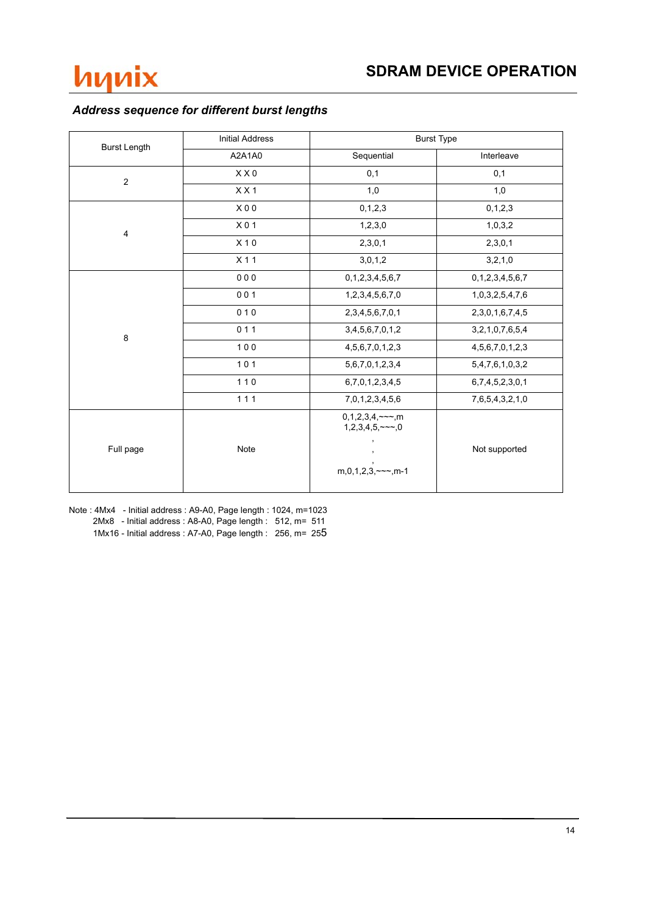### *Address sequence for different burst lengths*

| Burst Length | Initial Address | Burst Type | |
|---|---|---|---|
| | A2A1A0 | Sequential | Interleave |
| 2 | X X 0 | 0,1 | 0,1 |
| | X X 1 | 1,0 | 1,0 |
| 4 | X 0 0 | 0,1,2,3 | 0,1,2,3 |
| | X 0 1 | 1,2,3,0 | 1,0,3,2 |
| | X 1 0 | 2,3,0,1 | 2,3,0,1 |
| | X 1 1 | 3,0,1,2 | 3,2,1,0 |
| 8 | 0 0 0 | 0,1,2,3,4,5,6,7 | 0,1,2,3,4,5,6,7 |
| | 0 0 1 | 1,2,3,4,5,6,7,0 | 1,0,3,2,5,4,7,6 |
| | 0 1 0 | 2,3,4,5,6,7,0,1 | 2,3,0,1,6,7,4,5 |
| | 0 1 1 | 3,4,5,6,7,0,1,2 | 3,2,1,0,7,6,5,4 |
| | 1 0 0 | 4,5,6,7,0,1,2,3 | 4,5,6,7,0,1,2,3 |
| | 1 0 1 | 5,6,7,0,1,2,3,4 | 5,4,7,6,1,0,3,2 |
| | 1 1 0 | 6,7,0,1,2,3,4,5 | 6,7,4,5,2,3,0,1 |
| | 1 1 1 | 7,0,1,2,3,4,5,6 | 7,6,5,4,3,2,1,0 |
| Full page | Note | 0,1,2,3,4,~~~,m<br>1,2,3,4,5,~~~,0<br>,<br>,<br>,<br>m,0,1,2,3,~~~,m-1 | Not supported |

Note : 4Mx4 - Initial address : A9-A0, Page length : 1024, m=1023
2Mx8 - Initial address : A8-A0, Page length : 512, m= 511
1Mx16 - Initial address : A7-A0, Page length : 256, m= 255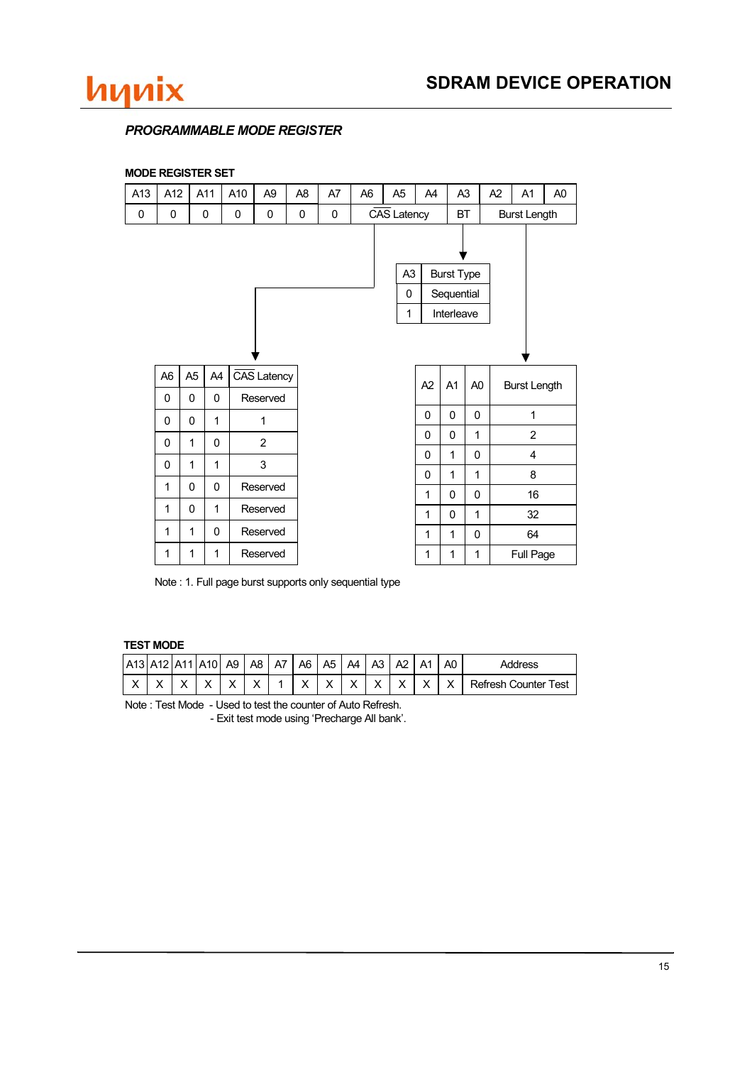## *PROGRAMMABLE MODE REGISTER*

### MODE REGISTER SET

| A13 | A12 | A11 | A10 | A9 | A8 | A7 | A6 | A5 | A4 | A3 | A2 | A1 | A0 |
|---|---|---|---|---|---|---|---|---|---|---|---|---|---|
| 0 | 0 | 0 | 0 | 0 | 0 | 0 | $\overline{CAS}$ Latency | | | BT | Burst Length | | |

| A3 | Burst Type |
|---|---|
| 0 | Sequential |
| 1 | Interleave |

| A6 | A5 | A4 | $\overline{CAS}$ Latency |
|---|---|---|---|
| 0 | 0 | 0 | Reserved |
| 0 | 0 | 1 | 1 |
| 0 | 1 | 0 | 2 |
| 0 | 1 | 1 | 3 |
| 1 | 0 | 0 | Reserved |
| 1 | 0 | 1 | Reserved |
| 1 | 1 | 0 | Reserved |
| 1 | 1 | 1 | Reserved |

| A2 | A1 | A0 | Burst Length |
|---|---|---|---|
| 0 | 0 | 0 | 1 |
| 0 | 0 | 1 | 2 |
| 0 | 1 | 0 | 4 |
| 0 | 1 | 1 | 8 |
| 1 | 0 | 0 | 16 |
| 1 | 0 | 1 | 32 |
| 1 | 1 | 0 | 64 |
| 1 | 1 | 1 | Full Page |

Note : 1. Full page burst supports only sequential type

### TEST MODE

| A13 | A12 | A11 | A10 | A9 | A8 | A7 | A6 | A5 | A4 | A3 | A2 | A1 | A0 | Address |
|---|---|---|---|---|---|---|---|---|---|---|---|---|---|---|
| X | X | X | X | X | X | 1 | X | X | X | X | X | X | X | Refresh Counter Test |

Note : Test Mode - Used to test the counter of Auto Refresh.
- Exit test mode using 'Precharge All bank'.